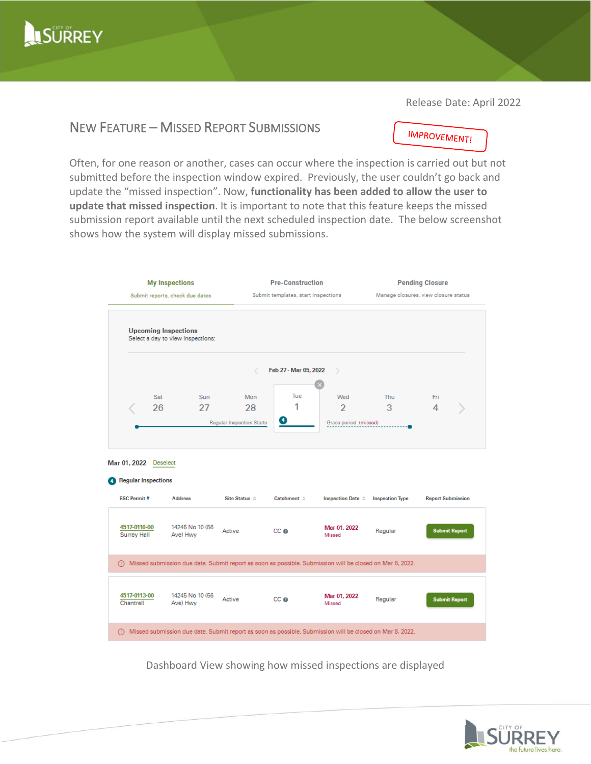Release Date: April 2022

## New Feature – Missed Report Submissions

IMPROVEMENT!

Often, for one reason or another, cases can occur where the inspection is carried out but not submitted before the inspection window expired. Previously, the user couldn't go back and update the "missed inspection". Now, **functionality has been added to allow the user to update that missed inspection**. It is important to note that this feature keeps the missed submission report available until the next scheduled inspection date. The below screenshot shows how the system will display missed submissions.

**My Inspections** — Submit reports, check due dates | **Pre-Construction** — Submit templates, start inspections | **Pending Closure** — Manage closures, view closure status

**Upcoming Inspections**
Select a day to view inspections:

Feb 27 - Mar 05, 2022

| Sat | Sun | Mon | Tue | Wed | Thu | Fri |
|---|---|---|---|---|---|---|
| 26 | 27 | 28 | 1 | 2 | 3 | 4 |

Regular Inspection Starts — Grace period (missed)

**Mar 01, 2022** Deselect

**4 Regular Inspections**

| ESC Permit # | Address | Site Status | Catchment | Inspection Date | Inspection Type | Report Submission |
|---|---|---|---|---|---|---|
| 4517-0110-00 Surrey Hall | 14245 No 10 (56 Ave) Hwy | Active | CC | Mar 01, 2022 Missed | Regular | Submit Report |
| Missed submission due date. Submit report as soon as possible. Submission will be closed on Mar 8, 2022. | | | | | | |
| 4517-0113-00 Chantrell | 14245 No 10 (56 Ave) Hwy | Active | CC | Mar 01, 2022 Missed | Regular | Submit Report |
| Missed submission due date. Submit report as soon as possible. Submission will be closed on Mar 8, 2022. | | | | | | |

Dashboard View showing how missed inspections are displayed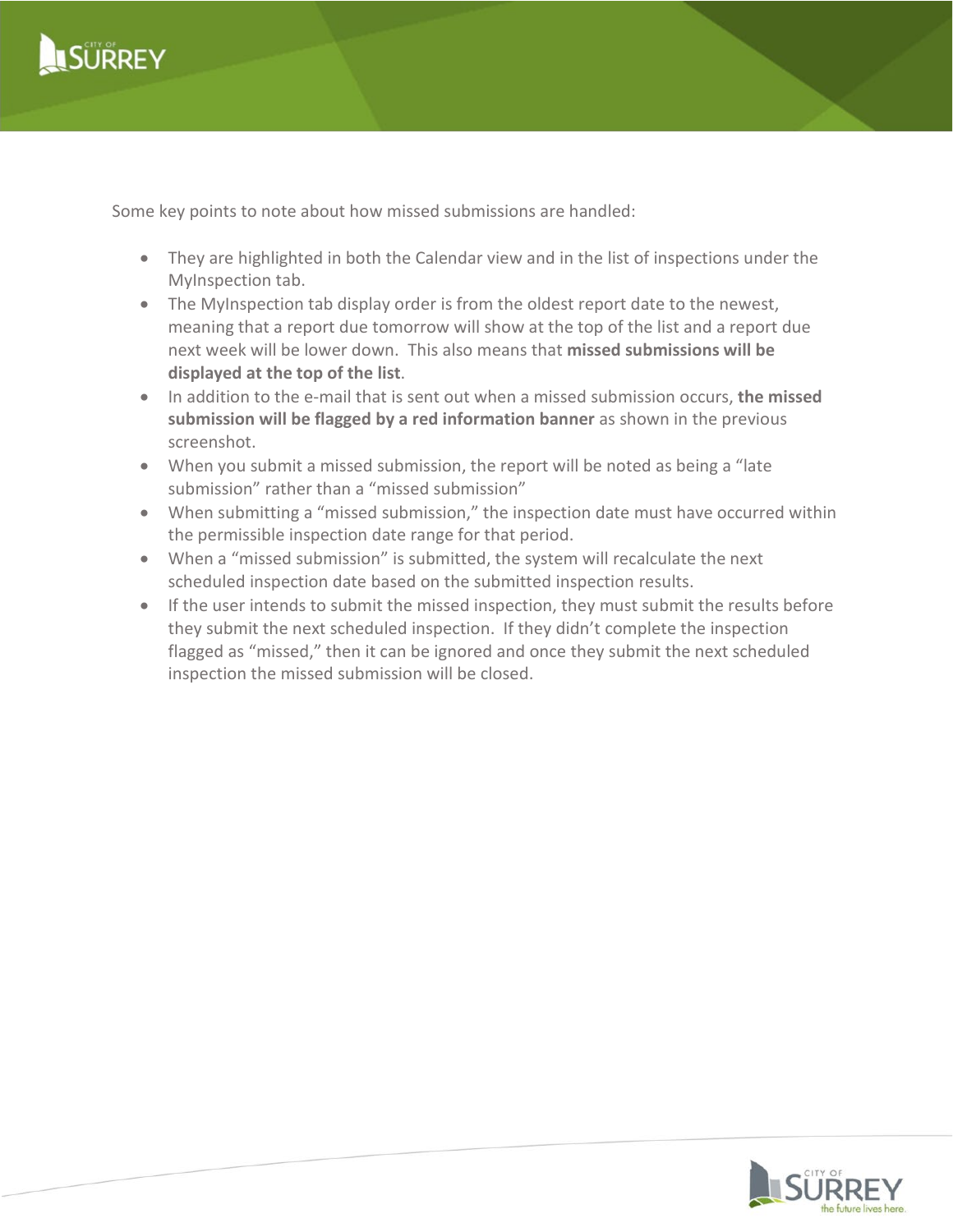Some key points to note about how missed submissions are handled:

- They are highlighted in both the Calendar view and in the list of inspections under the MyInspection tab.
- The MyInspection tab display order is from the oldest report date to the newest, meaning that a report due tomorrow will show at the top of the list and a report due next week will be lower down. This also means that **missed submissions will be displayed at the top of the list**.
- In addition to the e-mail that is sent out when a missed submission occurs, **the missed submission will be flagged by a red information banner** as shown in the previous screenshot.
- When you submit a missed submission, the report will be noted as being a "late submission" rather than a "missed submission"
- When submitting a "missed submission," the inspection date must have occurred within the permissible inspection date range for that period.
- When a "missed submission" is submitted, the system will recalculate the next scheduled inspection date based on the submitted inspection results.
- If the user intends to submit the missed inspection, they must submit the results before they submit the next scheduled inspection. If they didn't complete the inspection flagged as "missed," then it can be ignored and once they submit the next scheduled inspection the missed submission will be closed.